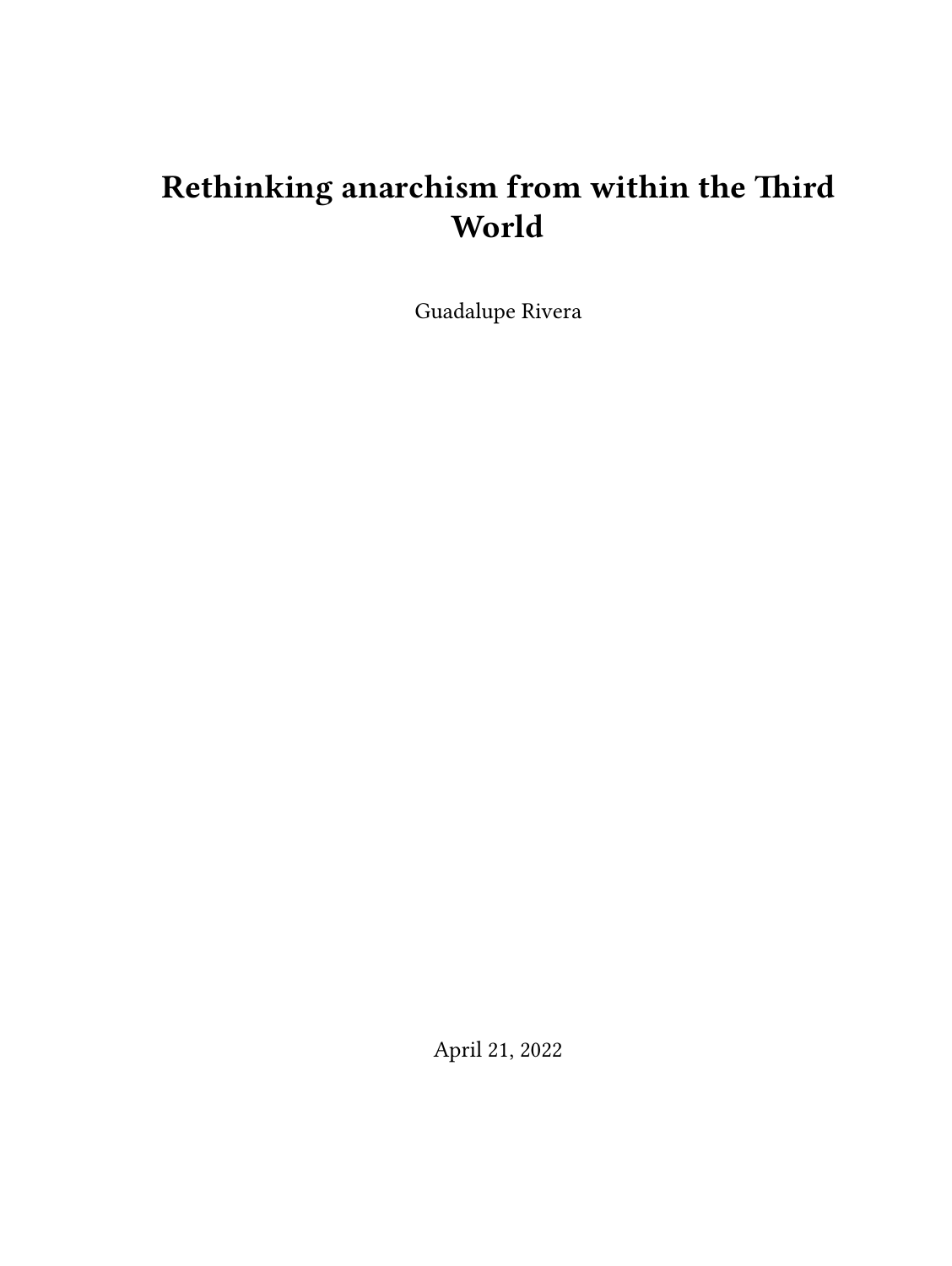# Rethinking anarchism from within the Third World

Guadalupe Rivera

April 21, 2022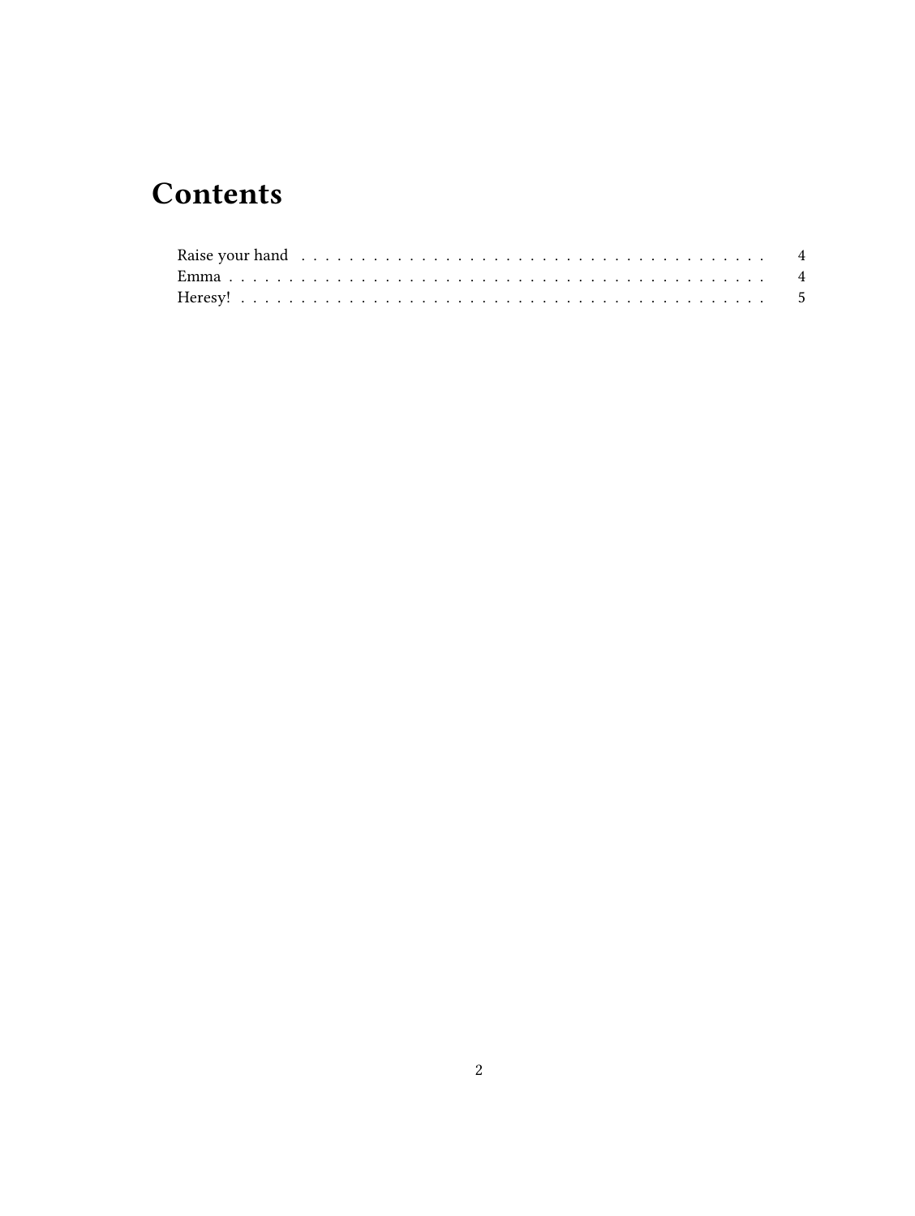# Contents

- Raise your hand ........ 4
- Emma ........ 4
- Heresy! ........ 5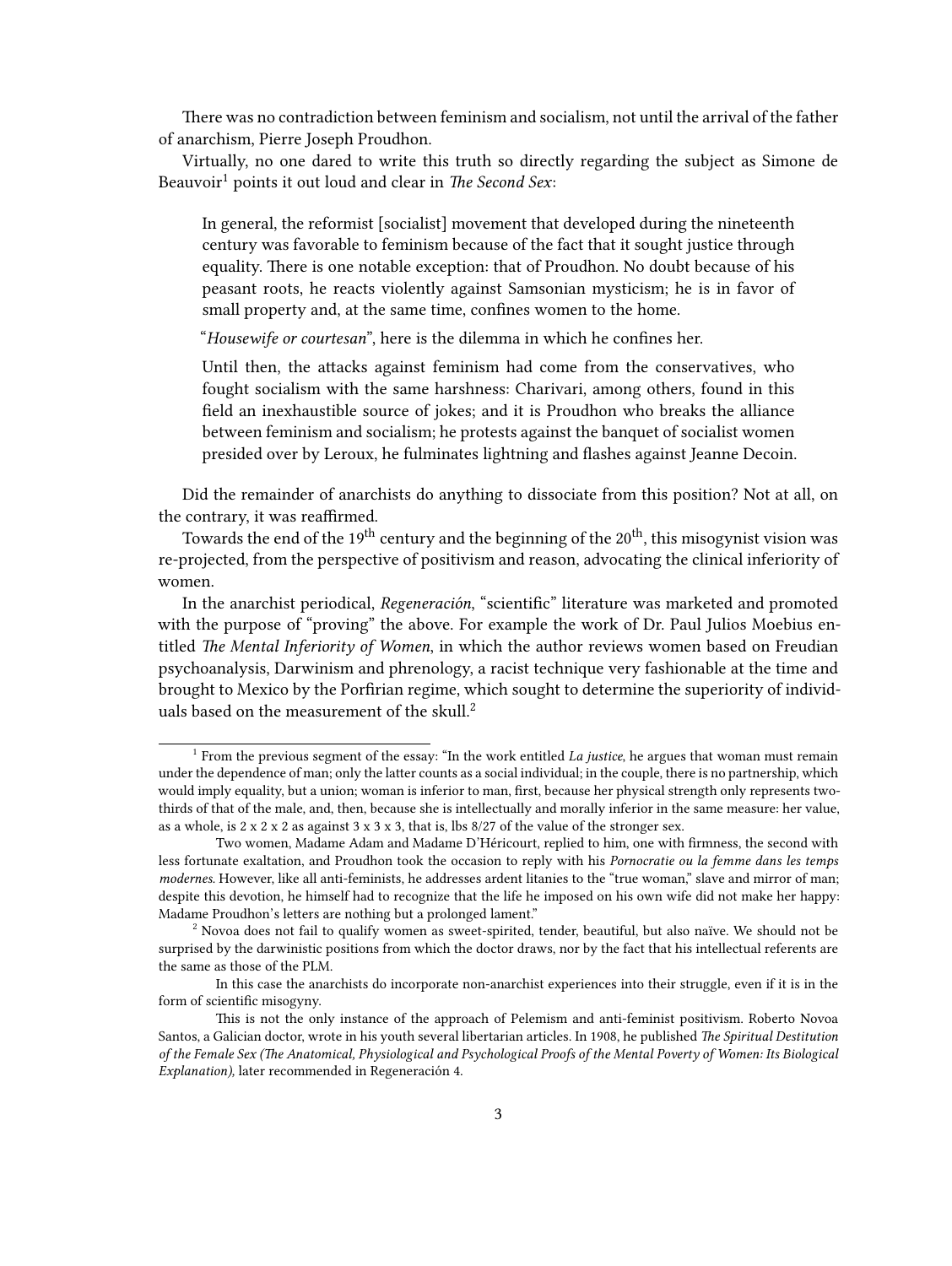There was no contradiction between feminism and socialism, not until the arrival of the father of anarchism, Pierre Joseph Proudhon.

Virtually, no one dared to write this truth so directly regarding the subject as Simone de Beauvoir[1] points it out loud and clear in *The Second Sex*:

> In general, the reformist [socialist] movement that developed during the nineteenth century was favorable to feminism because of the fact that it sought justice through equality. There is one notable exception: that of Proudhon. No doubt because of his peasant roots, he reacts violently against Samsonian mysticism; he is in favor of small property and, at the same time, confines women to the home.
>
> "*Housewife or courtesan*", here is the dilemma in which he confines her.
>
> Until then, the attacks against feminism had come from the conservatives, who fought socialism with the same harshness: Charivari, among others, found in this field an inexhaustible source of jokes; and it is Proudhon who breaks the alliance between feminism and socialism; he protests against the banquet of socialist women presided over by Leroux, he fulminates lightning and flashes against Jeanne Decoin.

Did the remainder of anarchists do anything to dissociate from this position? Not at all, on the contrary, it was reaffirmed.

Towards the end of the 19th century and the beginning of the 20th, this misogynist vision was re-projected, from the perspective of positivism and reason, advocating the clinical inferiority of women.

In the anarchist periodical, *Regeneración*, "scientific" literature was marketed and promoted with the purpose of "proving" the above. For example the work of Dr. Paul Julios Moebius entitled *The Mental Inferiority of Women*, in which the author reviews women based on Freudian psychoanalysis, Darwinism and phrenology, a racist technique very fashionable at the time and brought to Mexico by the Porfirian regime, which sought to determine the superiority of individuals based on the measurement of the skull.[2]

---

[1] From the previous segment of the essay: "In the work entitled *La justice*, he argues that woman must remain under the dependence of man; only the latter counts as a social individual; in the couple, there is no partnership, which would imply equality, but a union; woman is inferior to man, first, because her physical strength only represents two-thirds of that of the male, and, then, because she is intellectually and morally inferior in the same measure: her value, as a whole, is 2 x 2 x 2 as against 3 x 3 x 3, that is, lbs 8/27 of the value of the stronger sex.

Two women, Madame Adam and Madame D'Héricourt, replied to him, one with firmness, the second with less fortunate exaltation, and Proudhon took the occasion to reply with his *Pornocratie ou la femme dans les temps modernes*. However, like all anti-feminists, he addresses ardent litanies to the "true woman," slave and mirror of man; despite this devotion, he himself had to recognize that the life he imposed on his own wife did not make her happy: Madame Proudhon's letters are nothing but a prolonged lament."

[2] Novoa does not fail to qualify women as sweet-spirited, tender, beautiful, but also naïve. We should not be surprised by the darwinistic positions from which the doctor draws, nor by the fact that his intellectual referents are the same as those of the PLM.

In this case the anarchists do incorporate non-anarchist experiences into their struggle, even if it is in the form of scientific misogyny.

This is not the only instance of the approach of Pelemism and anti-feminist positivism. Roberto Novoa Santos, a Galician doctor, wrote in his youth several libertarian articles. In 1908, he published *The Spiritual Destitution of the Female Sex (The Anatomical, Physiological and Psychological Proofs of the Mental Poverty of Women: Its Biological Explanation),* later recommended in Regeneración 4.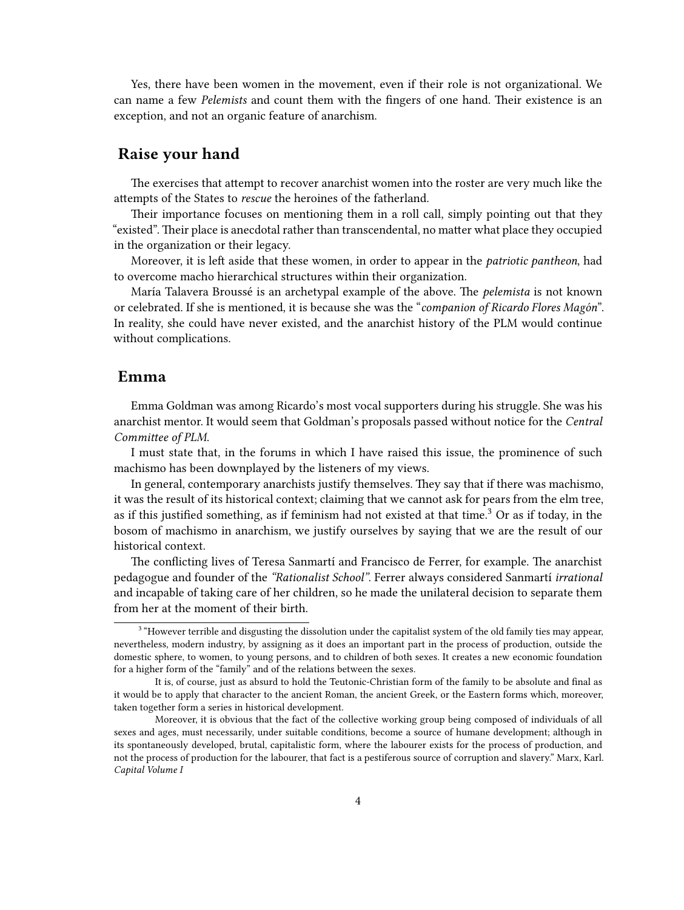Yes, there have been women in the movement, even if their role is not organizational. We can name a few *Pelemists* and count them with the fingers of one hand. Their existence is an exception, and not an organic feature of anarchism.

## Raise your hand

The exercises that attempt to recover anarchist women into the roster are very much like the attempts of the States to *rescue* the heroines of the fatherland.

Their importance focuses on mentioning them in a roll call, simply pointing out that they "existed". Their place is anecdotal rather than transcendental, no matter what place they occupied in the organization or their legacy.

Moreover, it is left aside that these women, in order to appear in the *patriotic pantheon*, had to overcome macho hierarchical structures within their organization.

María Talavera Broussé is an archetypal example of the above. The *pelemista* is not known or celebrated. If she is mentioned, it is because she was the "*companion of Ricardo Flores Magón*". In reality, she could have never existed, and the anarchist history of the PLM would continue without complications.

## Emma

Emma Goldman was among Ricardo's most vocal supporters during his struggle. She was his anarchist mentor. It would seem that Goldman's proposals passed without notice for the *Central Committee of PLM*.

I must state that, in the forums in which I have raised this issue, the prominence of such machismo has been downplayed by the listeners of my views.

In general, contemporary anarchists justify themselves. They say that if there was machismo, it was the result of its historical context; claiming that we cannot ask for pears from the elm tree, as if this justified something, as if feminism had not existed at that time.[3] Or as if today, in the bosom of machismo in anarchism, we justify ourselves by saying that we are the result of our historical context.

The conflicting lives of Teresa Sanmartí and Francisco de Ferrer, for example. The anarchist pedagogue and founder of the *"Rationalist School"*. Ferrer always considered Sanmartí *irrational* and incapable of taking care of her children, so he made the unilateral decision to separate them from her at the moment of their birth.

---

[3] "However terrible and disgusting the dissolution under the capitalist system of the old family ties may appear, nevertheless, modern industry, by assigning as it does an important part in the process of production, outside the domestic sphere, to women, to young persons, and to children of both sexes. It creates a new economic foundation for a higher form of the "family" and of the relations between the sexes.

It is, of course, just as absurd to hold the Teutonic-Christian form of the family to be absolute and final as it would be to apply that character to the ancient Roman, the ancient Greek, or the Eastern forms which, moreover, taken together form a series in historical development.

Moreover, it is obvious that the fact of the collective working group being composed of individuals of all sexes and ages, must necessarily, under suitable conditions, become a source of humane development; although in its spontaneously developed, brutal, capitalistic form, where the labourer exists for the process of production, and not the process of production for the labourer, that fact is a pestiferous source of corruption and slavery." Marx, Karl. *Capital Volume I*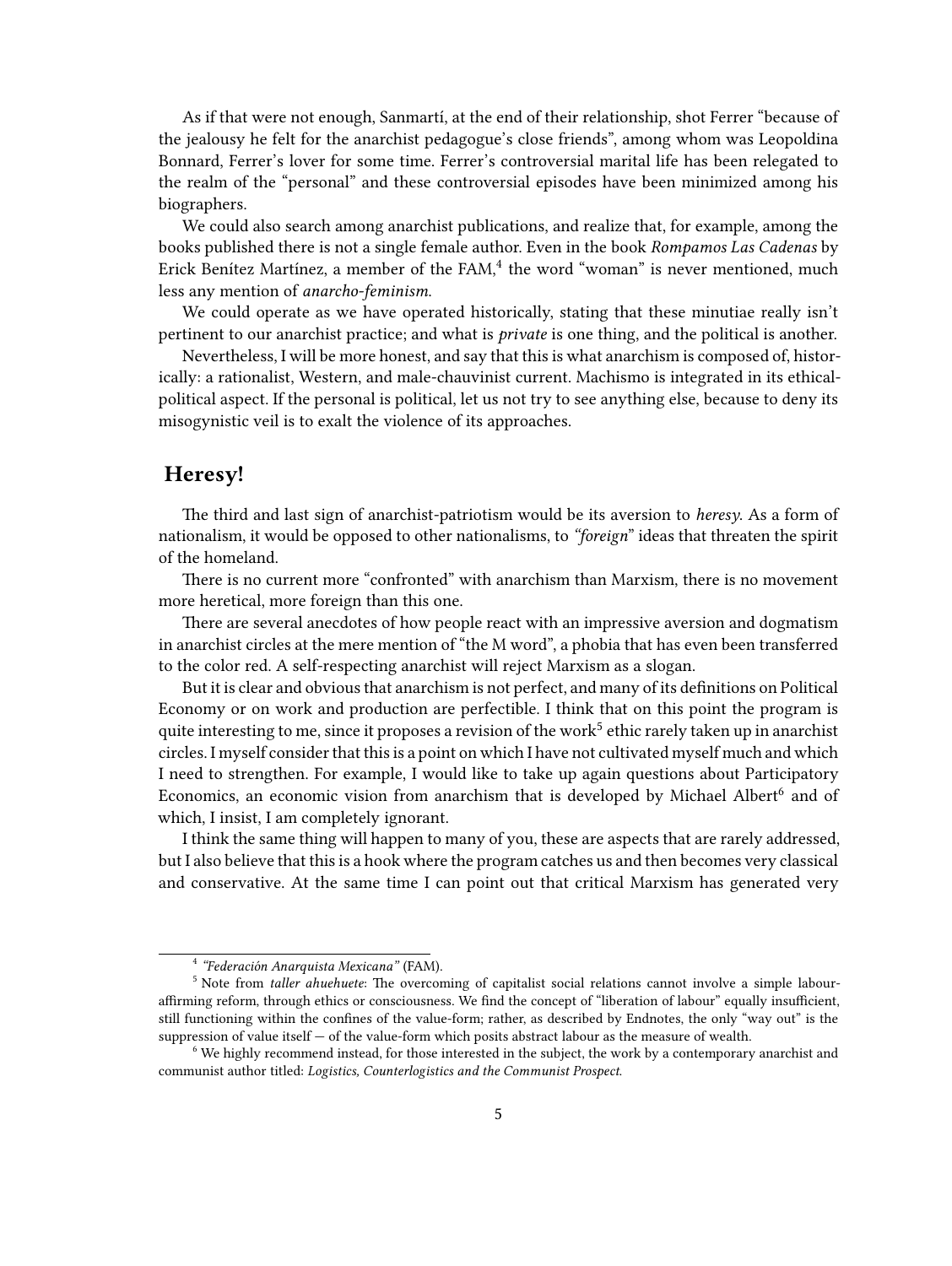As if that were not enough, Sanmartí, at the end of their relationship, shot Ferrer "because of the jealousy he felt for the anarchist pedagogue's close friends", among whom was Leopoldina Bonnard, Ferrer's lover for some time. Ferrer's controversial marital life has been relegated to the realm of the "personal" and these controversial episodes have been minimized among his biographers.

We could also search among anarchist publications, and realize that, for example, among the books published there is not a single female author. Even in the book *Rompamos Las Cadenas* by Erick Benítez Martínez, a member of the FAM,[4] the word "woman" is never mentioned, much less any mention of *anarcho-feminism*.

We could operate as we have operated historically, stating that these minutiae really isn't pertinent to our anarchist practice; and what is *private* is one thing, and the political is another.

Nevertheless, I will be more honest, and say that this is what anarchism is composed of, historically: a rationalist, Western, and male-chauvinist current. Machismo is integrated in its ethical-political aspect. If the personal is political, let us not try to see anything else, because to deny its misogynistic veil is to exalt the violence of its approaches.

## Heresy!

The third and last sign of anarchist-patriotism would be its aversion to *heresy*. As a form of nationalism, it would be opposed to other nationalisms, to *"foreign"* ideas that threaten the spirit of the homeland.

There is no current more "confronted" with anarchism than Marxism, there is no movement more heretical, more foreign than this one.

There are several anecdotes of how people react with an impressive aversion and dogmatism in anarchist circles at the mere mention of "the M word", a phobia that has even been transferred to the color red. A self-respecting anarchist will reject Marxism as a slogan.

But it is clear and obvious that anarchism is not perfect, and many of its definitions on Political Economy or on work and production are perfectible. I think that on this point the program is quite interesting to me, since it proposes a revision of the work[5] ethic rarely taken up in anarchist circles. I myself consider that this is a point on which I have not cultivated myself much and which I need to strengthen. For example, I would like to take up again questions about Participatory Economics, an economic vision from anarchism that is developed by Michael Albert[6] and of which, I insist, I am completely ignorant.

I think the same thing will happen to many of you, these are aspects that are rarely addressed, but I also believe that this is a hook where the program catches us and then becomes very classical and conservative. At the same time I can point out that critical Marxism has generated very

---

[4] *"Federación Anarquista Mexicana"* (FAM).

[5] Note from *taller ahuehuete*: The overcoming of capitalist social relations cannot involve a simple labour-affirming reform, through ethics or consciousness. We find the concept of "liberation of labour" equally insufficient, still functioning within the confines of the value-form; rather, as described by Endnotes, the only "way out" is the suppression of value itself — of the value-form which posits abstract labour as the measure of wealth.

[6] We highly recommend instead, for those interested in the subject, the work by a contemporary anarchist and communist author titled: *Logistics, Counterlogistics and the Communist Prospect.*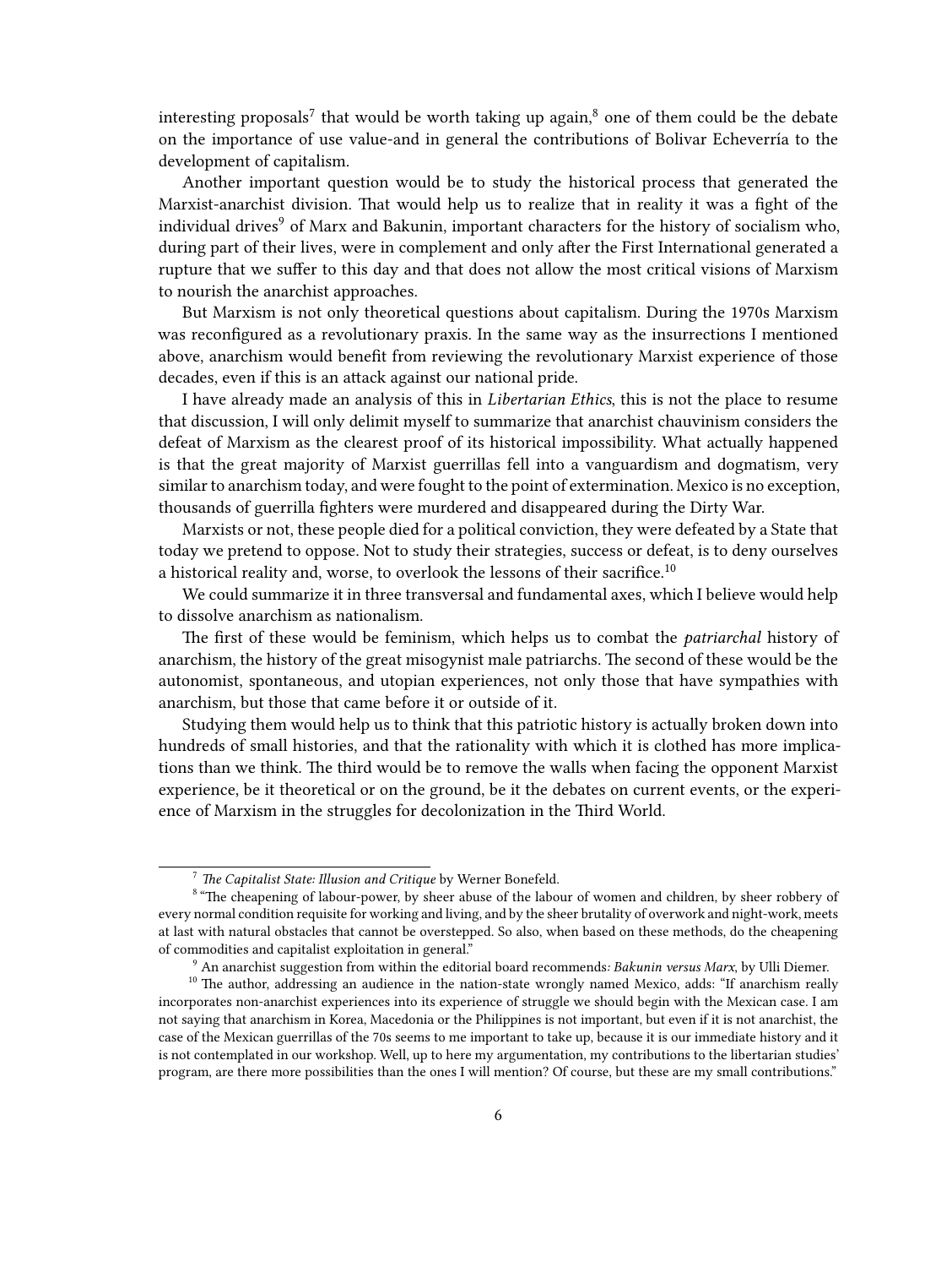interesting proposals[7] that would be worth taking up again,[8] one of them could be the debate on the importance of use value-and in general the contributions of Bolivar Echeverría to the development of capitalism.

Another important question would be to study the historical process that generated the Marxist-anarchist division. That would help us to realize that in reality it was a fight of the individual drives[9] of Marx and Bakunin, important characters for the history of socialism who, during part of their lives, were in complement and only after the First International generated a rupture that we suffer to this day and that does not allow the most critical visions of Marxism to nourish the anarchist approaches.

But Marxism is not only theoretical questions about capitalism. During the 1970s Marxism was reconfigured as a revolutionary praxis. In the same way as the insurrections I mentioned above, anarchism would benefit from reviewing the revolutionary Marxist experience of those decades, even if this is an attack against our national pride.

I have already made an analysis of this in *Libertarian Ethics*, this is not the place to resume that discussion, I will only delimit myself to summarize that anarchist chauvinism considers the defeat of Marxism as the clearest proof of its historical impossibility. What actually happened is that the great majority of Marxist guerrillas fell into a vanguardism and dogmatism, very similar to anarchism today, and were fought to the point of extermination. Mexico is no exception, thousands of guerrilla fighters were murdered and disappeared during the Dirty War.

Marxists or not, these people died for a political conviction, they were defeated by a State that today we pretend to oppose. Not to study their strategies, success or defeat, is to deny ourselves a historical reality and, worse, to overlook the lessons of their sacrifice.[10]

We could summarize it in three transversal and fundamental axes, which I believe would help to dissolve anarchism as nationalism.

The first of these would be feminism, which helps us to combat the *patriarchal* history of anarchism, the history of the great misogynist male patriarchs. The second of these would be the autonomist, spontaneous, and utopian experiences, not only those that have sympathies with anarchism, but those that came before it or outside of it.

Studying them would help us to think that this patriotic history is actually broken down into hundreds of small histories, and that the rationality with which it is clothed has more implications than we think. The third would be to remove the walls when facing the opponent Marxist experience, be it theoretical or on the ground, be it the debates on current events, or the experience of Marxism in the struggles for decolonization in the Third World.

---

[7] *The Capitalist State: Illusion and Critique* by Werner Bonefeld.

[8] "The cheapening of labour-power, by sheer abuse of the labour of women and children, by sheer robbery of every normal condition requisite for working and living, and by the sheer brutality of overwork and night-work, meets at last with natural obstacles that cannot be overstepped. So also, when based on these methods, do the cheapening of commodities and capitalist exploitation in general."

[9] An anarchist suggestion from within the editorial board recommends*: Bakunin versus Marx*, by Ulli Diemer.

[10] The author, addressing an audience in the nation-state wrongly named Mexico, adds: "If anarchism really incorporates non-anarchist experiences into its experience of struggle we should begin with the Mexican case. I am not saying that anarchism in Korea, Macedonia or the Philippines is not important, but even if it is not anarchist, the case of the Mexican guerrillas of the 70s seems to me important to take up, because it is our immediate history and it is not contemplated in our workshop. Well, up to here my argumentation, my contributions to the libertarian studies' program, are there more possibilities than the ones I will mention? Of course, but these are my small contributions."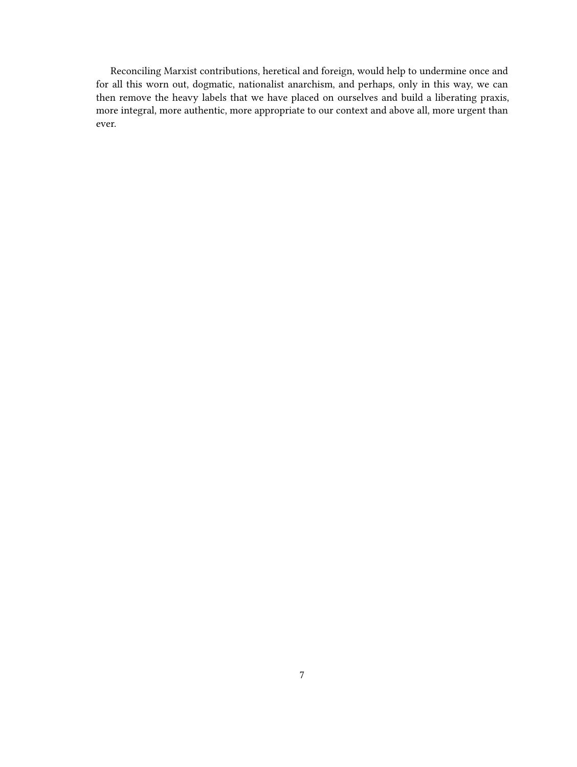Reconciling Marxist contributions, heretical and foreign, would help to undermine once and for all this worn out, dogmatic, nationalist anarchism, and perhaps, only in this way, we can then remove the heavy labels that we have placed on ourselves and build a liberating praxis, more integral, more authentic, more appropriate to our context and above all, more urgent than ever.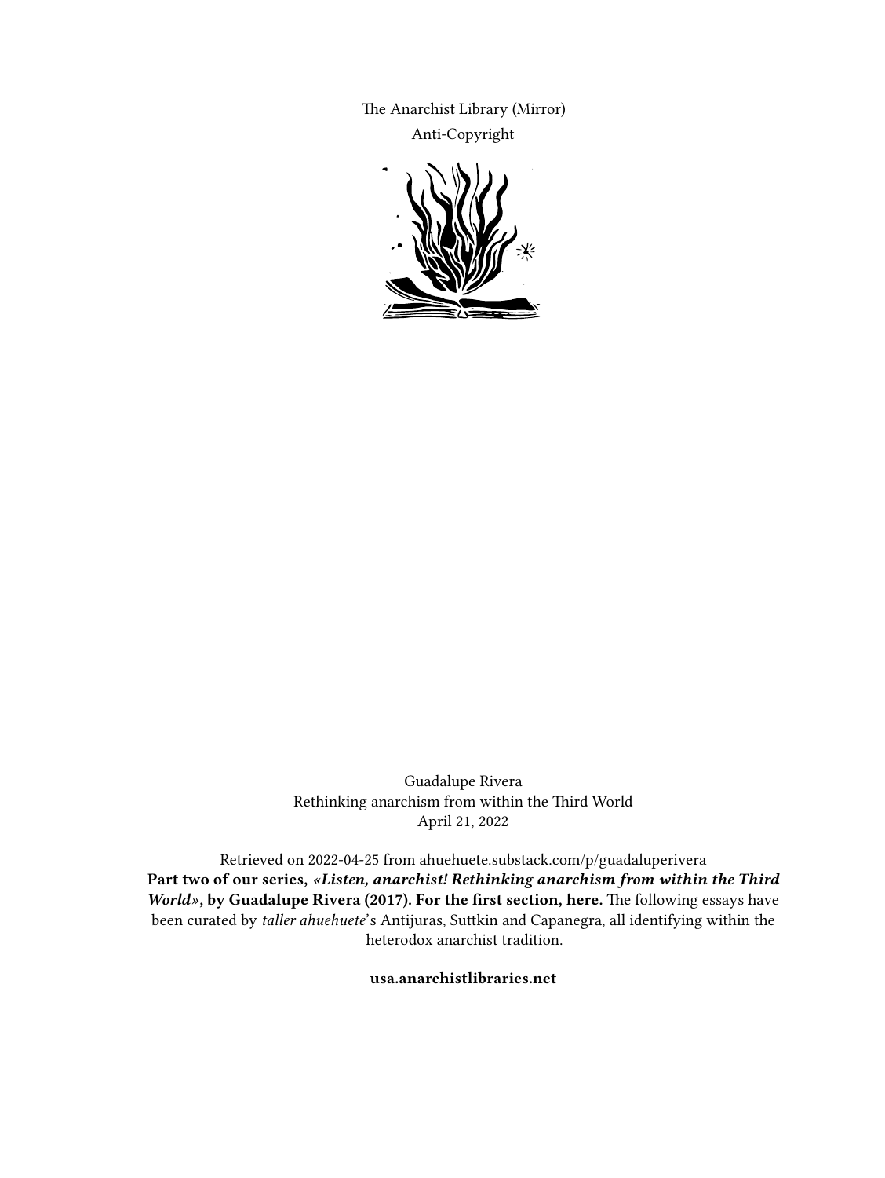The Anarchist Library (Mirror)
Anti-Copyright

Guadalupe Rivera
Rethinking anarchism from within the Third World
April 21, 2022

Retrieved on 2022-04-25 from ahuehuete.substack.com/p/guadaluperivera
**Part two of our series, *«Listen, anarchist! Rethinking anarchism from within the Third World»*, by Guadalupe Rivera (2017). For the first section, here.** The following essays have been curated by *taller ahuehuete*'s Antijuras, Suttkin and Capanegra, all identifying within the heterodox anarchist tradition.

**usa.anarchistlibraries.net**